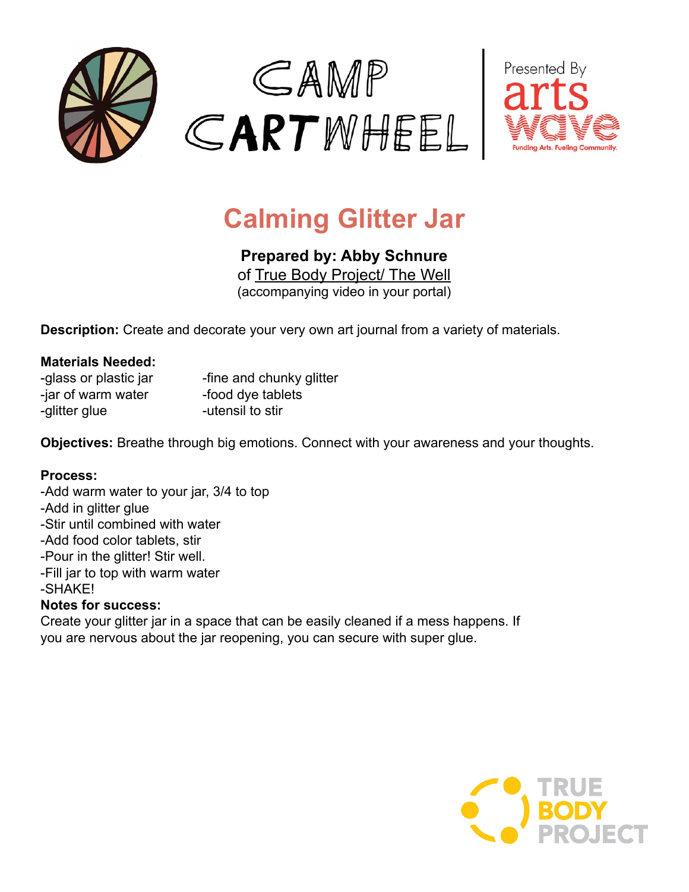CAMP CARTWHEEL

Presented By arts wave

Funding Arts. Fueling Community.

# Calming Glitter Jar

**Prepared by: Abby Schnure**
of True Body Project/ The Well
(accompanying video in your portal)

**Description:** Create and decorate your very own art journal from a variety of materials.

**Materials Needed:**

- -glass or plastic jar
- -jar of warm water
- -glitter glue
- -fine and chunky glitter
- -food dye tablets
- -utensil to stir

**Objectives:** Breathe through big emotions. Connect with your awareness and your thoughts.

**Process:**
-Add warm water to your jar, 3/4 to top
-Add in glitter glue
-Stir until combined with water
-Add food color tablets, stir
-Pour in the glitter! Stir well.
-Fill jar to top with warm water
-SHAKE!

**Notes for success:**
Create your glitter jar in a space that can be easily cleaned if a mess happens. If you are nervous about the jar reopening, you can secure with super glue.

TRUE BODY PROJECT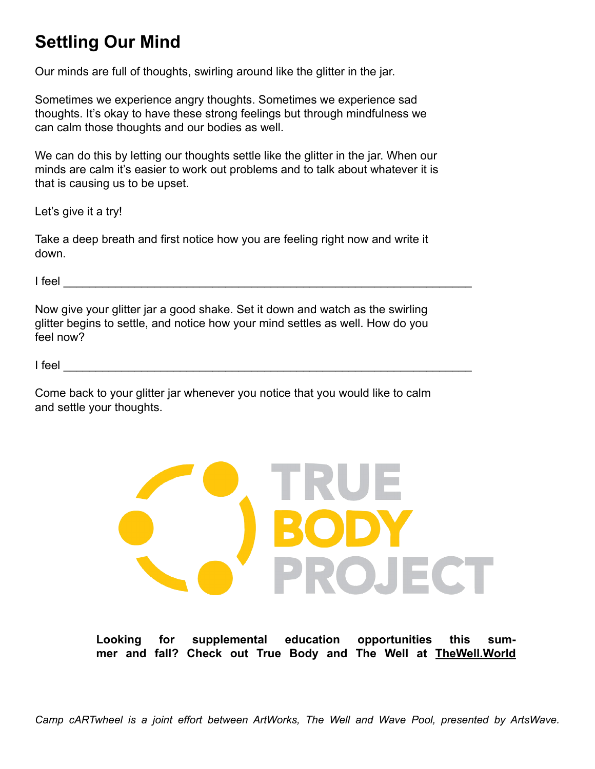# Settling Our Mind

Our minds are full of thoughts, swirling around like the glitter in the jar.

Sometimes we experience angry thoughts. Sometimes we experience sad thoughts. It's okay to have these strong feelings but through mindfulness we can calm those thoughts and our bodies as well.

We can do this by letting our thoughts settle like the glitter in the jar. When our minds are calm it's easier to work out problems and to talk about whatever it is that is causing us to be upset.

Let's give it a try!

Take a deep breath and first notice how you are feeling right now and write it down.

I feel ___________________________________________________________

Now give your glitter jar a good shake. Set it down and watch as the swirling glitter begins to settle, and notice how your mind settles as well. How do you feel now?

I feel ___________________________________________________________

Come back to your glitter jar whenever you notice that you would like to calm and settle your thoughts.

TRUE BODY PROJECT

**Looking for supplemental education opportunities this summer and fall? Check out True Body and The Well at TheWell.World**

*Camp cARTwheel is a joint effort between ArtWorks, The Well and Wave Pool, presented by ArtsWave.*